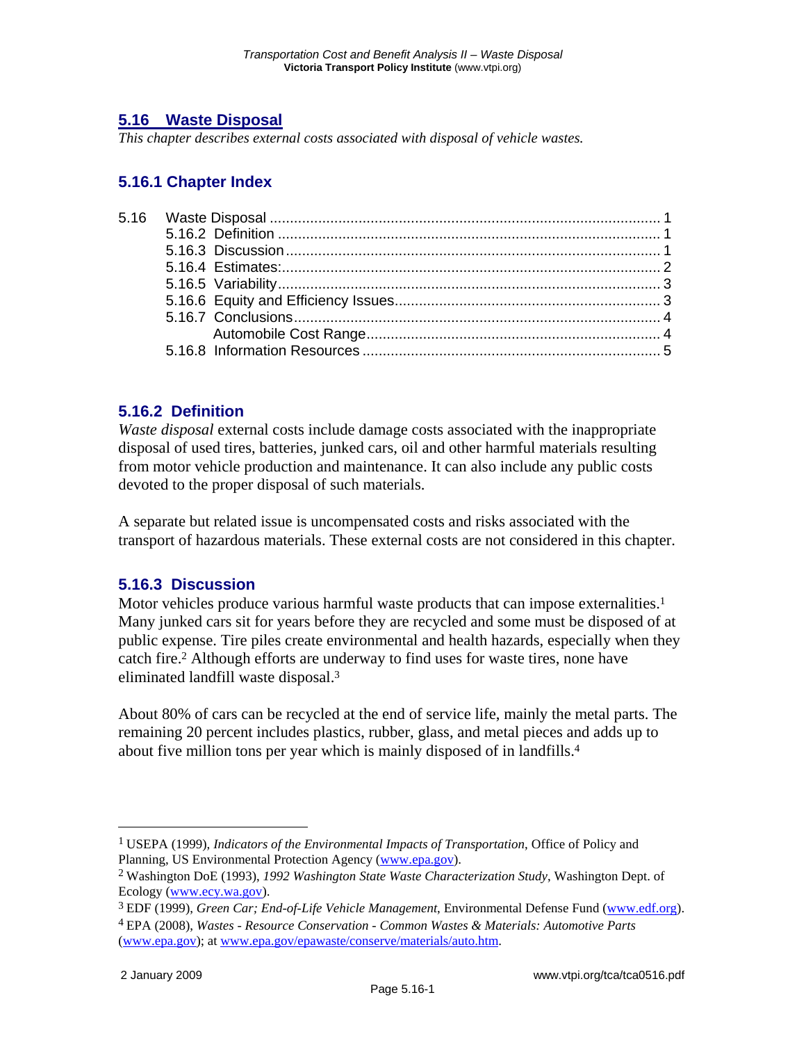## 5.16 Waste Disposal

*This chapter describes external costs associated with disposal of vehicle wastes.*

### 5.16.1 Chapter Index

5.16 Waste Disposal ..... 1
- 5.16.2 Definition ..... 1
- 5.16.3 Discussion ..... 1
- 5.16.4 Estimates: ..... 2
- 5.16.5 Variability ..... 3
- 5.16.6 Equity and Efficiency Issues ..... 3
- 5.16.7 Conclusions ..... 4
  - Automobile Cost Range ..... 4
- 5.16.8 Information Resources ..... 5

### 5.16.2 Definition

*Waste disposal* external costs include damage costs associated with the inappropriate disposal of used tires, batteries, junked cars, oil and other harmful materials resulting from motor vehicle production and maintenance. It can also include any public costs devoted to the proper disposal of such materials.

A separate but related issue is uncompensated costs and risks associated with the transport of hazardous materials. These external costs are not considered in this chapter.

### 5.16.3 Discussion

Motor vehicles produce various harmful waste products that can impose externalities.[1] Many junked cars sit for years before they are recycled and some must be disposed of at public expense. Tire piles create environmental and health hazards, especially when they catch fire.[2] Although efforts are underway to find uses for waste tires, none have eliminated landfill waste disposal.[3]

About 80% of cars can be recycled at the end of service life, mainly the metal parts. The remaining 20 percent includes plastics, rubber, glass, and metal pieces and adds up to about five million tons per year which is mainly disposed of in landfills.[4]

---

[1] USEPA (1999), *Indicators of the Environmental Impacts of Transportation*, Office of Policy and Planning, US Environmental Protection Agency (www.epa.gov).

[2] Washington DoE (1993), *1992 Washington State Waste Characterization Study*, Washington Dept. of Ecology (www.ecy.wa.gov).

[3] EDF (1999), *Green Car; End-of-Life Vehicle Management*, Environmental Defense Fund (www.edf.org).

[4] EPA (2008), *Wastes - Resource Conservation - Common Wastes & Materials: Automotive Parts* (www.epa.gov); at www.epa.gov/epawaste/conserve/materials/auto.htm.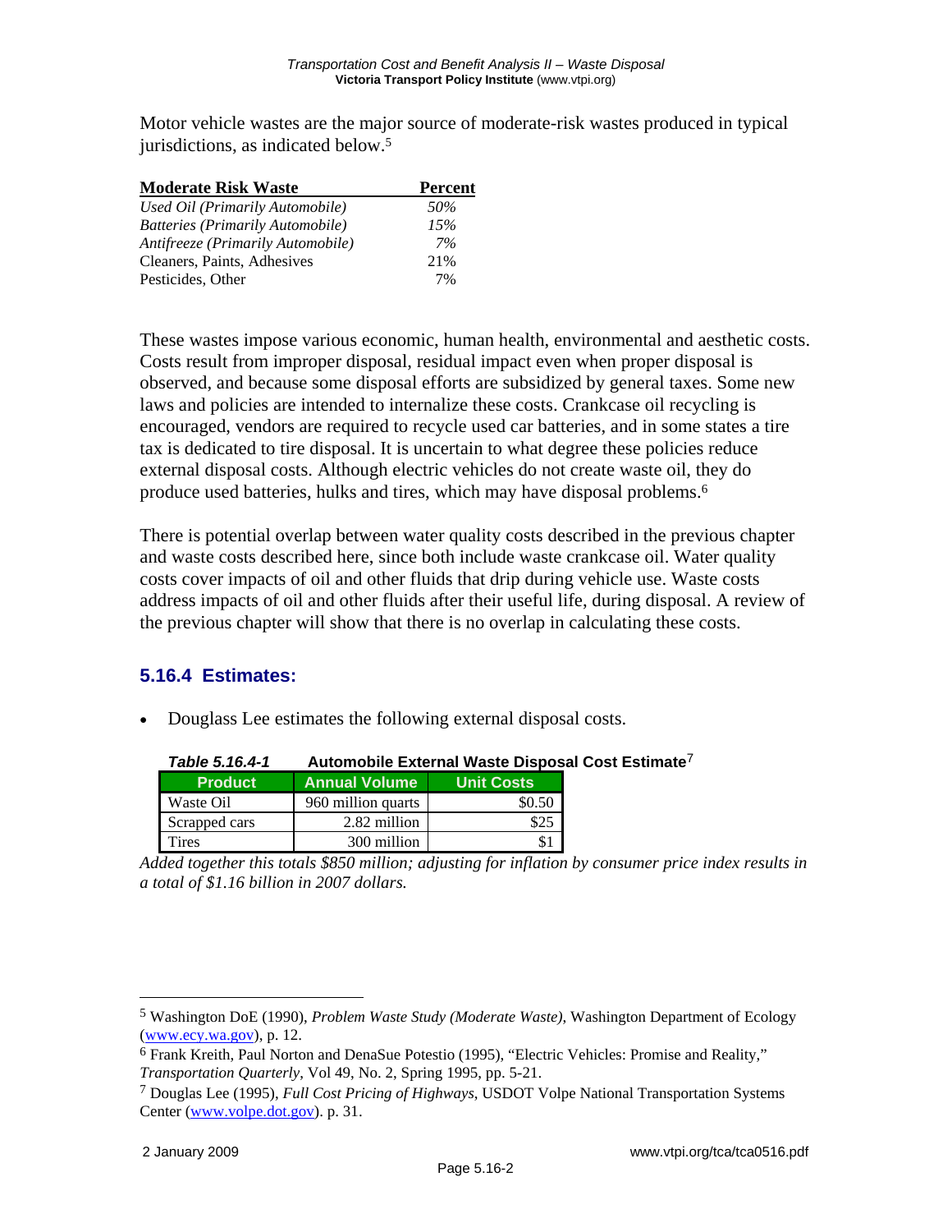Motor vehicle wastes are the major source of moderate-risk wastes produced in typical jurisdictions, as indicated below.[5]

| Moderate Risk Waste | Percent |
|---|---|
| *Used Oil (Primarily Automobile)* | *50%* |
| *Batteries (Primarily Automobile)* | *15%* |
| *Antifreeze (Primarily Automobile)* | *7%* |
| Cleaners, Paints, Adhesives | 21% |
| Pesticides, Other | 7% |

These wastes impose various economic, human health, environmental and aesthetic costs. Costs result from improper disposal, residual impact even when proper disposal is observed, and because some disposal efforts are subsidized by general taxes. Some new laws and policies are intended to internalize these costs. Crankcase oil recycling is encouraged, vendors are required to recycle used car batteries, and in some states a tire tax is dedicated to tire disposal. It is uncertain to what degree these policies reduce external disposal costs. Although electric vehicles do not create waste oil, they do produce used batteries, hulks and tires, which may have disposal problems.[6]

There is potential overlap between water quality costs described in the previous chapter and waste costs described here, since both include waste crankcase oil. Water quality costs cover impacts of oil and other fluids that drip during vehicle use. Waste costs address impacts of oil and other fluids after their useful life, during disposal. A review of the previous chapter will show that there is no overlap in calculating these costs.

## 5.16.4 Estimates:

- Douglass Lee estimates the following external disposal costs.

***Table 5.16.4-1*** **Automobile External Waste Disposal Cost Estimate**[7]

| Product | Annual Volume | Unit Costs |
|---|---|---|
| Waste Oil | 960 million quarts | $0.50 |
| Scrapped cars | 2.82 million | $25 |
| Tires | 300 million | $1 |

*Added together this totals $850 million; adjusting for inflation by consumer price index results in a total of $1.16 billion in 2007 dollars.*

---

[5] Washington DoE (1990), *Problem Waste Study (Moderate Waste)*, Washington Department of Ecology (www.ecy.wa.gov), p. 12.

[6] Frank Kreith, Paul Norton and DenaSue Potestio (1995), "Electric Vehicles: Promise and Reality," *Transportation Quarterly*, Vol 49, No. 2, Spring 1995, pp. 5-21.

[7] Douglas Lee (1995), *Full Cost Pricing of Highways*, USDOT Volpe National Transportation Systems Center (www.volpe.dot.gov). p. 31.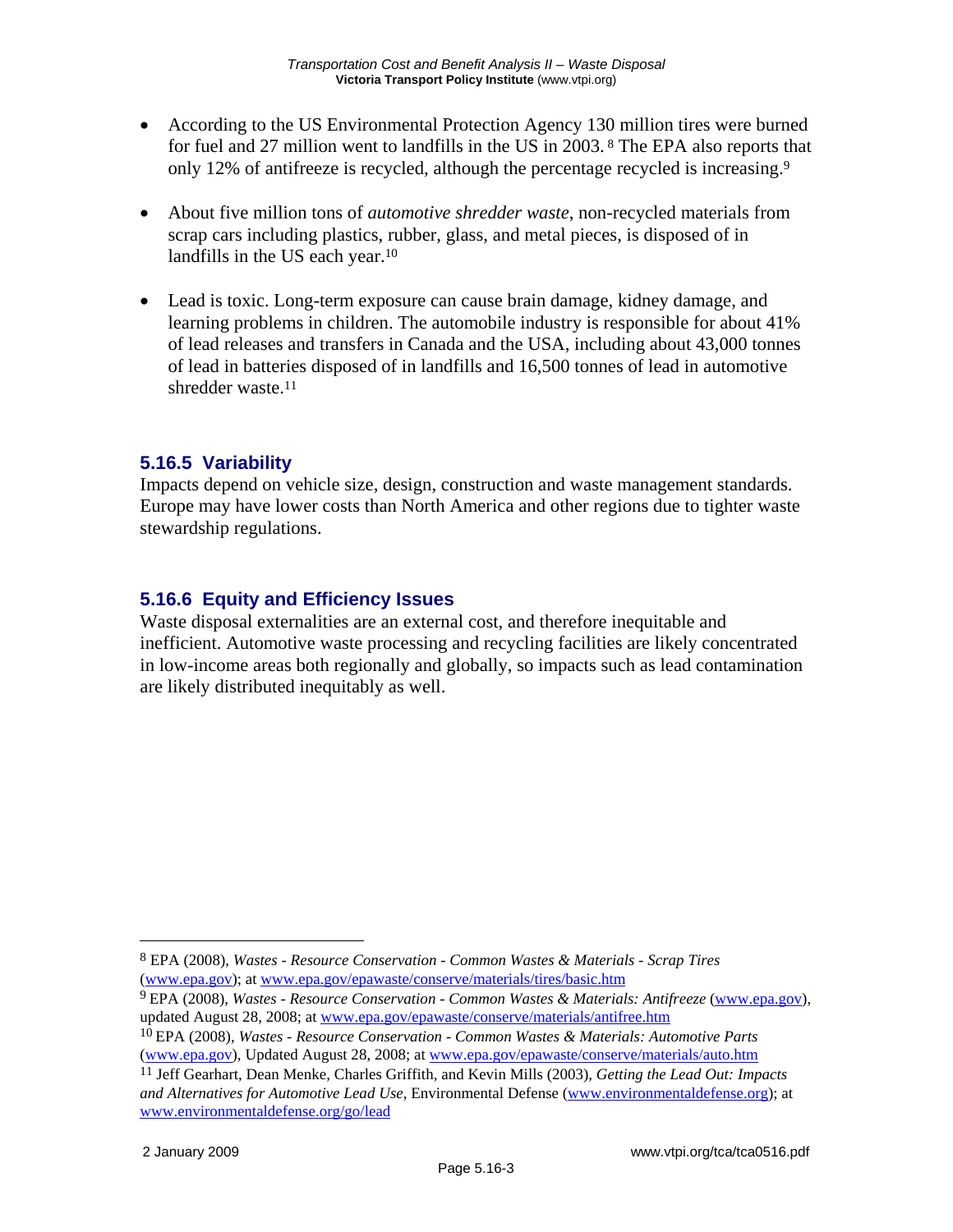- According to the US Environmental Protection Agency 130 million tires were burned for fuel and 27 million went to landfills in the US in 2003.[8] The EPA also reports that only 12% of antifreeze is recycled, although the percentage recycled is increasing.[9]

- About five million tons of *automotive shredder waste*, non-recycled materials from scrap cars including plastics, rubber, glass, and metal pieces, is disposed of in landfills in the US each year.[10]

- Lead is toxic. Long-term exposure can cause brain damage, kidney damage, and learning problems in children. The automobile industry is responsible for about 41% of lead releases and transfers in Canada and the USA, including about 43,000 tonnes of lead in batteries disposed of in landfills and 16,500 tonnes of lead in automotive shredder waste.[11]

### 5.16.5 Variability

Impacts depend on vehicle size, design, construction and waste management standards. Europe may have lower costs than North America and other regions due to tighter waste stewardship regulations.

### 5.16.6 Equity and Efficiency Issues

Waste disposal externalities are an external cost, and therefore inequitable and inefficient. Automotive waste processing and recycling facilities are likely concentrated in low-income areas both regionally and globally, so impacts such as lead contamination are likely distributed inequitably as well.

---

[8] EPA (2008), *Wastes - Resource Conservation - Common Wastes & Materials - Scrap Tires* (www.epa.gov); at www.epa.gov/epawaste/conserve/materials/tires/basic.htm

[9] EPA (2008), *Wastes - Resource Conservation - Common Wastes & Materials: Antifreeze* (www.epa.gov), updated August 28, 2008; at www.epa.gov/epawaste/conserve/materials/antifree.htm

[10] EPA (2008), *Wastes - Resource Conservation - Common Wastes & Materials: Automotive Parts* (www.epa.gov), Updated August 28, 2008; at www.epa.gov/epawaste/conserve/materials/auto.htm

[11] Jeff Gearhart, Dean Menke, Charles Griffith, and Kevin Mills (2003), *Getting the Lead Out: Impacts and Alternatives for Automotive Lead Use*, Environmental Defense (www.environmentaldefense.org); at www.environmentaldefense.org/go/lead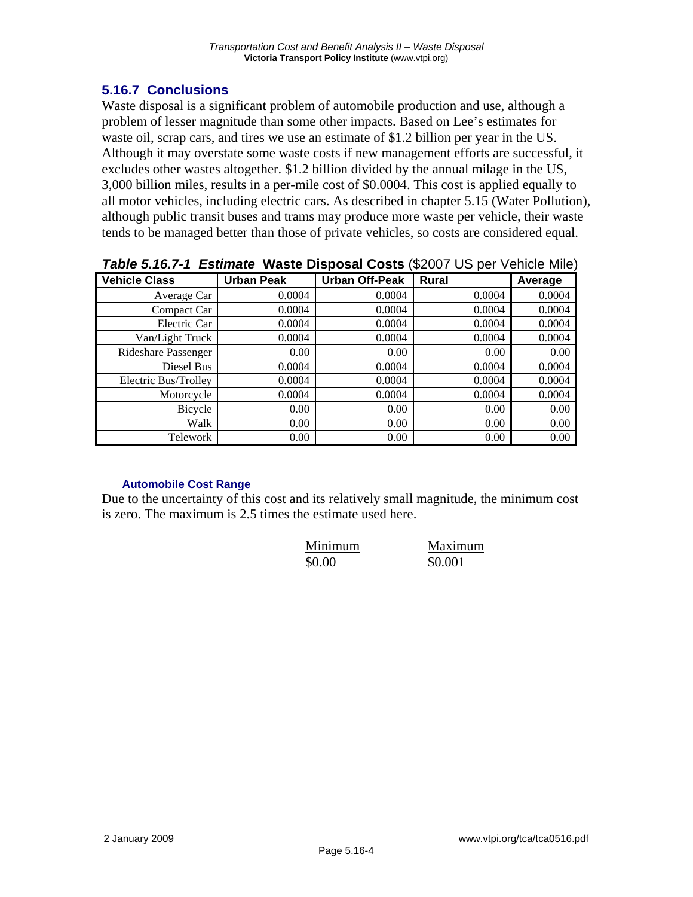## 5.16.7 Conclusions

Waste disposal is a significant problem of automobile production and use, although a problem of lesser magnitude than some other impacts. Based on Lee's estimates for waste oil, scrap cars, and tires we use an estimate of $1.2 billion per year in the US. Although it may overstate some waste costs if new management efforts are successful, it excludes other wastes altogether. $1.2 billion divided by the annual milage in the US, 3,000 billion miles, results in a per-mile cost of $0.0004. This cost is applied equally to all motor vehicles, including electric cars. As described in chapter 5.15 (Water Pollution), although public transit buses and trams may produce more waste per vehicle, their waste tends to be managed better than those of private vehicles, so costs are considered equal.

***Table 5.16.7-1 Estimate*** **Waste Disposal Costs** ($2007 US per Vehicle Mile)

| Vehicle Class | Urban Peak | Urban Off-Peak | Rural | Average |
|---|---|---|---|---|
| Average Car | 0.0004 | 0.0004 | 0.0004 | 0.0004 |
| Compact Car | 0.0004 | 0.0004 | 0.0004 | 0.0004 |
| Electric Car | 0.0004 | 0.0004 | 0.0004 | 0.0004 |
| Van/Light Truck | 0.0004 | 0.0004 | 0.0004 | 0.0004 |
| Rideshare Passenger | 0.00 | 0.00 | 0.00 | 0.00 |
| Diesel Bus | 0.0004 | 0.0004 | 0.0004 | 0.0004 |
| Electric Bus/Trolley | 0.0004 | 0.0004 | 0.0004 | 0.0004 |
| Motorcycle | 0.0004 | 0.0004 | 0.0004 | 0.0004 |
| Bicycle | 0.00 | 0.00 | 0.00 | 0.00 |
| Walk | 0.00 | 0.00 | 0.00 | 0.00 |
| Telework | 0.00 | 0.00 | 0.00 | 0.00 |

#### Automobile Cost Range

Due to the uncertainty of this cost and its relatively small magnitude, the minimum cost is zero. The maximum is 2.5 times the estimate used here.

| Minimum | Maximum |
|---|---|
| $0.00 | $0.001 |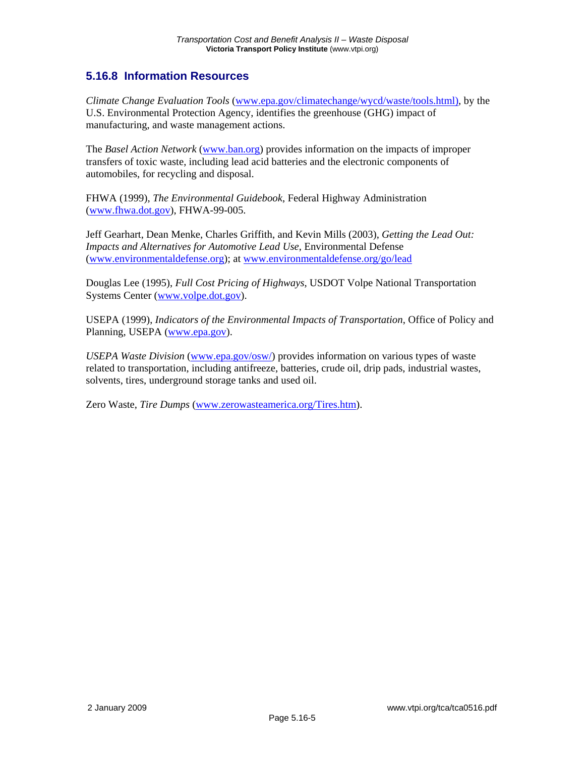## 5.16.8 Information Resources

*Climate Change Evaluation Tools* (www.epa.gov/climatechange/wycd/waste/tools.html), by the U.S. Environmental Protection Agency, identifies the greenhouse (GHG) impact of manufacturing, and waste management actions.

The *Basel Action Network* (www.ban.org) provides information on the impacts of improper transfers of toxic waste, including lead acid batteries and the electronic components of automobiles, for recycling and disposal.

FHWA (1999), *The Environmental Guidebook*, Federal Highway Administration (www.fhwa.dot.gov), FHWA-99-005.

Jeff Gearhart, Dean Menke, Charles Griffith, and Kevin Mills (2003), *Getting the Lead Out: Impacts and Alternatives for Automotive Lead Use*, Environmental Defense (www.environmentaldefense.org); at www.environmentaldefense.org/go/lead

Douglas Lee (1995), *Full Cost Pricing of Highways*, USDOT Volpe National Transportation Systems Center (www.volpe.dot.gov).

USEPA (1999), *Indicators of the Environmental Impacts of Transportation*, Office of Policy and Planning, USEPA (www.epa.gov).

*USEPA Waste Division* (www.epa.gov/osw/) provides information on various types of waste related to transportation, including antifreeze, batteries, crude oil, drip pads, industrial wastes, solvents, tires, underground storage tanks and used oil.

Zero Waste, *Tire Dumps* (www.zerowasteamerica.org/Tires.htm).